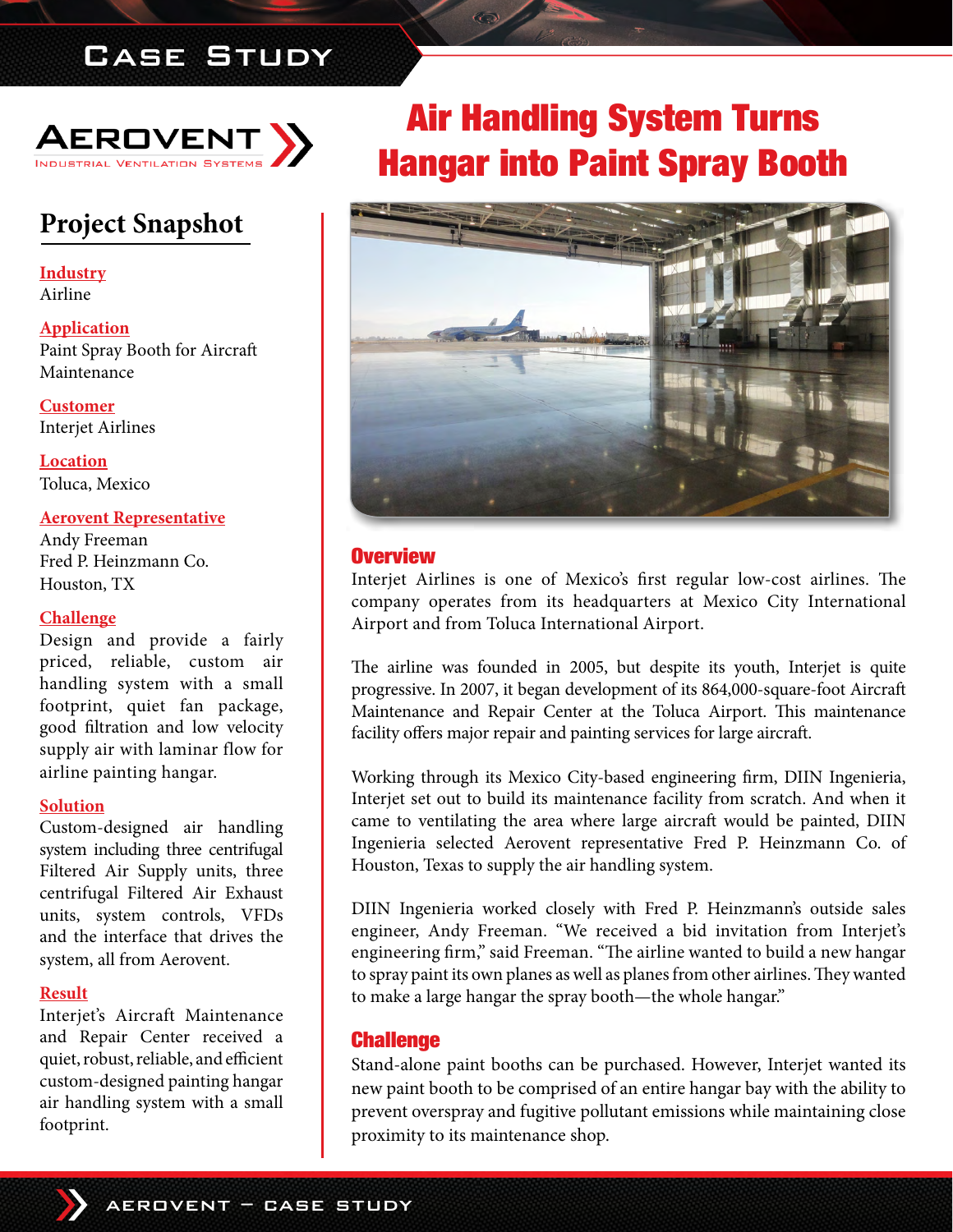# Case Study

AEROVENT
INDUSTRIAL VENTILATION SYSTEMS

# Air Handling System Turns Hangar into Paint Spray Booth

## Project Snapshot

**Industry**
Airline

**Application**
Paint Spray Booth for Aircraft Maintenance

**Customer**
Interjet Airlines

**Location**
Toluca, Mexico

**Aerovent Representative**
Andy Freeman
Fred P. Heinzmann Co.
Houston, TX

**Challenge**
Design and provide a fairly priced, reliable, custom air handling system with a small footprint, quiet fan package, good filtration and low velocity supply air with laminar flow for airline painting hangar.

**Solution**
Custom-designed air handling system including three centrifugal Filtered Air Supply units, three centrifugal Filtered Air Exhaust units, system controls, VFDs and the interface that drives the system, all from Aerovent.

**Result**
Interjet's Aircraft Maintenance and Repair Center received a quiet, robust, reliable, and efficient custom-designed painting hangar air handling system with a small footprint.

## Overview

Interjet Airlines is one of Mexico's first regular low-cost airlines. The company operates from its headquarters at Mexico City International Airport and from Toluca International Airport.

The airline was founded in 2005, but despite its youth, Interjet is quite progressive. In 2007, it began development of its 864,000-square-foot Aircraft Maintenance and Repair Center at the Toluca Airport. This maintenance facility offers major repair and painting services for large aircraft.

Working through its Mexico City-based engineering firm, DIIN Ingenieria, Interjet set out to build its maintenance facility from scratch. And when it came to ventilating the area where large aircraft would be painted, DIIN Ingenieria selected Aerovent representative Fred P. Heinzmann Co. of Houston, Texas to supply the air handling system.

DIIN Ingenieria worked closely with Fred P. Heinzmann's outside sales engineer, Andy Freeman. "We received a bid invitation from Interjet's engineering firm," said Freeman. "The airline wanted to build a new hangar to spray paint its own planes as well as planes from other airlines. They wanted to make a large hangar the spray booth—the whole hangar."

## Challenge

Stand-alone paint booths can be purchased. However, Interjet wanted its new paint booth to be comprised of an entire hangar bay with the ability to prevent overspray and fugitive pollutant emissions while maintaining close proximity to its maintenance shop.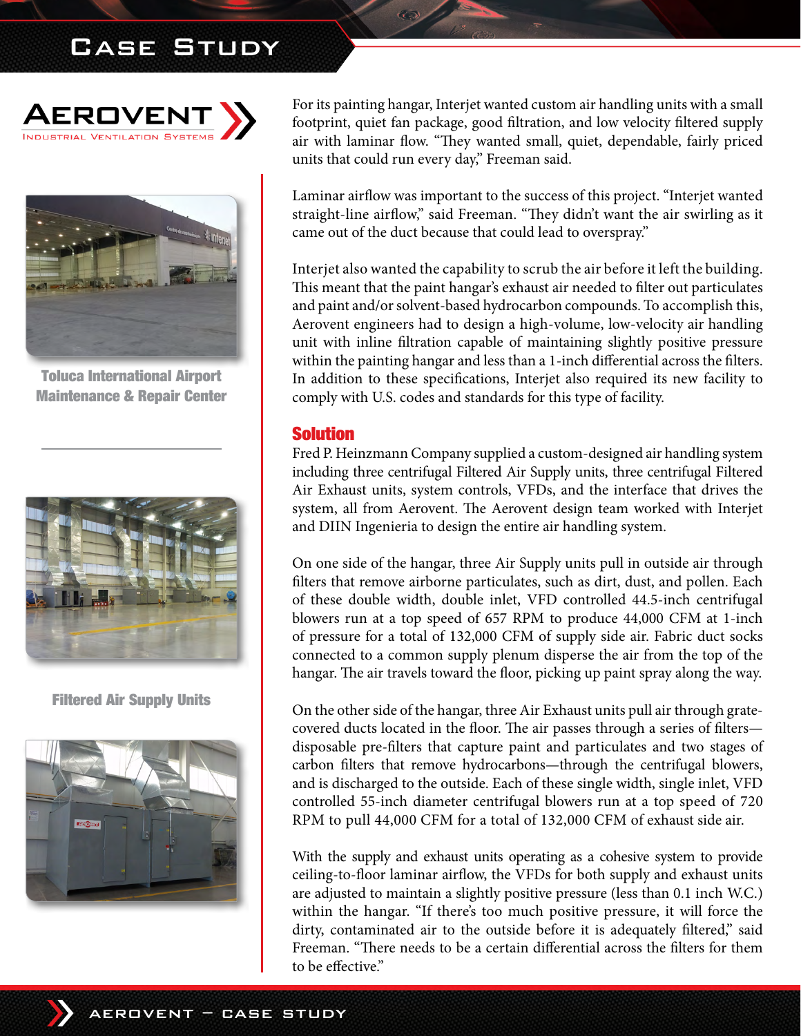Toluca International Airport Maintenance & Repair Center

Filtered Air Supply Units

For its painting hangar, Interjet wanted custom air handling units with a small footprint, quiet fan package, good filtration, and low velocity filtered supply air with laminar flow. "They wanted small, quiet, dependable, fairly priced units that could run every day," Freeman said.

Laminar airflow was important to the success of this project. "Interjet wanted straight-line airflow," said Freeman. "They didn't want the air swirling as it came out of the duct because that could lead to overspray."

Interjet also wanted the capability to scrub the air before it left the building. This meant that the paint hangar's exhaust air needed to filter out particulates and paint and/or solvent-based hydrocarbon compounds. To accomplish this, Aerovent engineers had to design a high-volume, low-velocity air handling unit with inline filtration capable of maintaining slightly positive pressure within the painting hangar and less than a 1-inch differential across the filters. In addition to these specifications, Interjet also required its new facility to comply with U.S. codes and standards for this type of facility.

## Solution

Fred P. Heinzmann Company supplied a custom-designed air handling system including three centrifugal Filtered Air Supply units, three centrifugal Filtered Air Exhaust units, system controls, VFDs, and the interface that drives the system, all from Aerovent. The Aerovent design team worked with Interjet and DIIN Ingenieria to design the entire air handling system.

On one side of the hangar, three Air Supply units pull in outside air through filters that remove airborne particulates, such as dirt, dust, and pollen. Each of these double width, double inlet, VFD controlled 44.5-inch centrifugal blowers run at a top speed of 657 RPM to produce 44,000 CFM at 1-inch of pressure for a total of 132,000 CFM of supply side air. Fabric duct socks connected to a common supply plenum disperse the air from the top of the hangar. The air travels toward the floor, picking up paint spray along the way.

On the other side of the hangar, three Air Exhaust units pull air through grate-covered ducts located in the floor. The air passes through a series of filters—disposable pre-filters that capture paint and particulates and two stages of carbon filters that remove hydrocarbons—through the centrifugal blowers, and is discharged to the outside. Each of these single width, single inlet, VFD controlled 55-inch diameter centrifugal blowers run at a top speed of 720 RPM to pull 44,000 CFM for a total of 132,000 CFM of exhaust side air.

With the supply and exhaust units operating as a cohesive system to provide ceiling-to-floor laminar airflow, the VFDs for both supply and exhaust units are adjusted to maintain a slightly positive pressure (less than 0.1 inch W.C.) within the hangar. "If there's too much positive pressure, it will force the dirty, contaminated air to the outside before it is adequately filtered," said Freeman. "There needs to be a certain differential across the filters for them to be effective."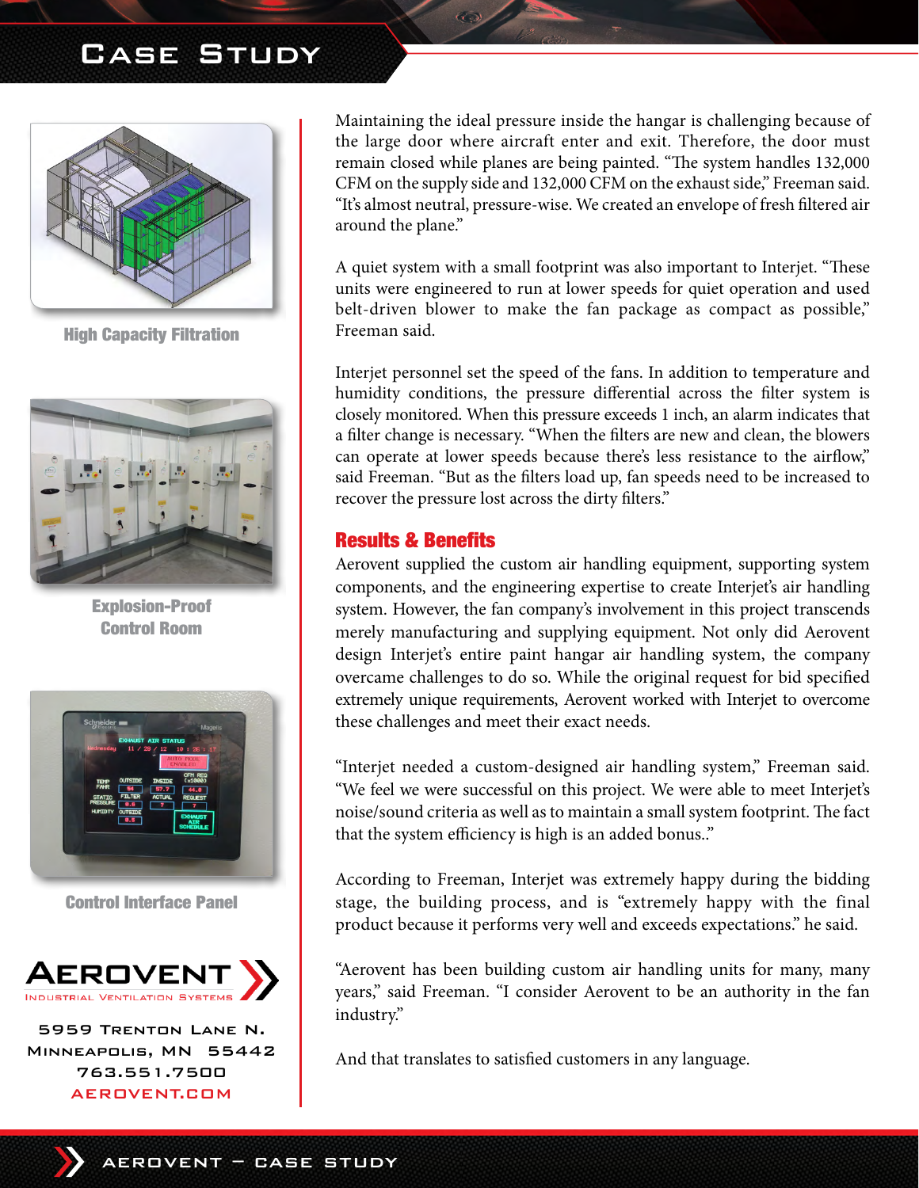Maintaining the ideal pressure inside the hangar is challenging because of the large door where aircraft enter and exit. Therefore, the door must remain closed while planes are being painted. "The system handles 132,000 CFM on the supply side and 132,000 CFM on the exhaust side," Freeman said. "It's almost neutral, pressure-wise. We created an envelope of fresh filtered air around the plane."

A quiet system with a small footprint was also important to Interjet. "These units were engineered to run at lower speeds for quiet operation and used belt-driven blower to make the fan package as compact as possible," Freeman said.

Interjet personnel set the speed of the fans. In addition to temperature and humidity conditions, the pressure differential across the filter system is closely monitored. When this pressure exceeds 1 inch, an alarm indicates that a filter change is necessary. "When the filters are new and clean, the blowers can operate at lower speeds because there's less resistance to the airflow," said Freeman. "But as the filters load up, fan speeds need to be increased to recover the pressure lost across the dirty filters."

## Results & Benefits

Aerovent supplied the custom air handling equipment, supporting system components, and the engineering expertise to create Interjet's air handling system. However, the fan company's involvement in this project transcends merely manufacturing and supplying equipment. Not only did Aerovent design Interjet's entire paint hangar air handling system, the company overcame challenges to do so. While the original request for bid specified extremely unique requirements, Aerovent worked with Interjet to overcome these challenges and meet their exact needs.

"Interjet needed a custom-designed air handling system," Freeman said. "We feel we were successful on this project. We were able to meet Interjet's noise/sound criteria as well as to maintain a small system footprint. The fact that the system efficiency is high is an added bonus.."

According to Freeman, Interjet was extremely happy during the bidding stage, the building process, and is "extremely happy with the final product because it performs very well and exceeds expectations." he said.

"Aerovent has been building custom air handling units for many, many years," said Freeman. "I consider Aerovent to be an authority in the fan industry."

And that translates to satisfied customers in any language.

High Capacity Filtration

Explosion-Proof Control Room

Control Interface Panel

AEROVENT
Industrial Ventilation Systems

5959 Trenton Lane N.
Minneapolis, MN 55442
763.551.7500
AEROVENT.COM